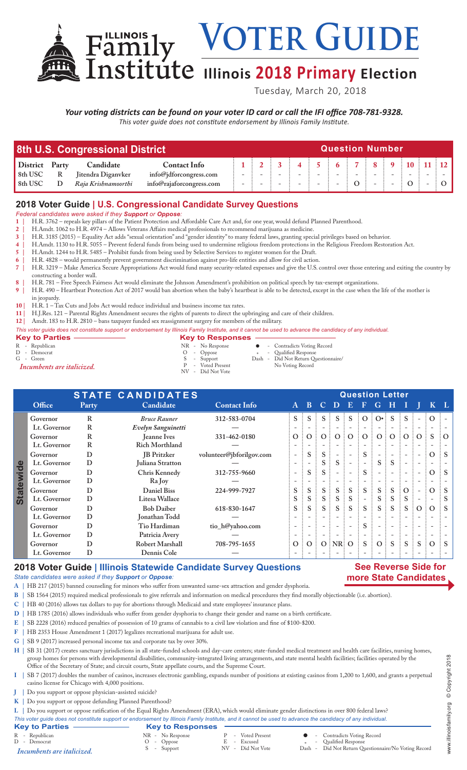# Illinois Family Institute VOTER GUIDE

## Illinois 2018 Primary Election

Tuesday, March 20, 2018

***Your voting districts can be found on your voter ID card or call the IFI office 708-781-9328.***

*This voter guide does not constitute endorsement by Illinois Family Institute.*

## 8th U.S. Congressional District

| District | Party | Candidate | Contact Info | 1 | 2 | 3 | 4 | 5 | 6 | 7 | 8 | 9 | 10 | 11 | 12 |
|---|---|---|---|---|---|---|---|---|---|---|---|---|---|---|---|
| 8th USC | R | Jitendra Diganvker | info@jdforcongress.com | - | - | - | - | - | - | - | - | - | - | - | - |
| 8th USC | D | *Raja Krishnamoorthi* | info@rajaforcongress.com | - | - | - | - | - | - | O | - | - | O | - | O |

## 2018 Voter Guide | U.S. Congressional Candidate Survey Questions

*Federal candidates were asked if they **Support** or **Oppose**:*

1. H.R. 3762 – repeals key pillars of the Patient Protection and Affordable Care Act and, for one year, would defund Planned Parenthood.
2. H.Amdt. 1062 to H.R. 4974 – Allows Veterans Affairs medical professionals to recommend marijuana as medicine.
3. H.R. 3185 (2015) – Equality Act adds "sexual orientation" and "gender identity" to many federal laws, granting special privileges based on behavior.
4. H.Amdt. 1130 to H.R. 5055 – Prevent federal funds from being used to undermine religious freedom protections in the Religious Freedom Restoration Act.
5. H.Amdt. 1244 to H.R. 5485 – Prohibit funds from being used by Selective Services to register women for the Draft.
6. H.R. 4828 – would permanently prevent government discrimination against pro-life entities and allow for civil action.
7. H.R. 3219 – Make America Secure Appropriations Act would fund many security-related expenses and give the U.S. control over those entering and exiting the country by constructing a border wall.
8. H.R. 781 – Free Speech Fairness Act would eliminate the Johnson Amendment's prohibition on political speech by tax-exempt organizations.
9. H.R. 490 – Heartbeat Protection Act of 2017 would ban abortion when the baby's heartbeat is able to be detected, except in the case when the life of the mother is in jeopardy.
10. H.R. 1 – Tax Cuts and Jobs Act would reduce individual and business income tax rates.
11. H.J.Res. 121 – Parental Rights Amendment secures the rights of parents to direct the upbringing and care of their children.
12. Amdt. 183 to H.R. 2810 – bans taxpayer funded sex reassignment surgery for members of the military.

*This voter guide does not constitute support or endorsement by Illinois Family Institute, and it cannot be used to advance the candidacy of any individual.*

**Key to Parties**
- R - Republican
- D - Democrat
- G - Green

*Incumbents are italicized.*

**Key to Responses**
- NR - No Response
- O - Oppose
- S - Support
- P - Voted Present
- NV - Did Not Vote
- ● - Contradicts Voting Record
- * - Qualified Response
- Dash - Did Not Return Questionnaire/No Voting Record

## STATE CANDIDATES — Statewide

| Office | Party | Candidate | Contact Info | A | B | C | D | E | F | G | H | I | J | K | L |
|---|---|---|---|---|---|---|---|---|---|---|---|---|---|---|---|
| Governor | R | *Bruce Rauner* | 312-583-0704 | S | S | S | S | S | O | O● | S | S | - | O | - |
| Lt. Governor | R | *Evelyn Sanguinetti* | — | - | - | - | - | - | - | - | - | - | - | - | - |
| Governor | R | Jeanne Ives | 331-462-0180 | O | O | O | O | O | O | O | O | O | O | S | O |
| Lt. Governor | R | Rich Morthland | — | - | - | - | - | - | - | - | - | - | - | - | - |
| Governor | D | JB Pritzker | volunteer@jbforilgov.com | - | S | S | - | - | S | - | - | - | - | O | S |
| Lt. Governor | D | Juliana Stratton | | - | - | S | S | - | - | S | S | - | - | - | - |
| Governor | D | Chris Kennedy | 312-755-9660 | - | S | S | - | - | S | - | - | - | - | O | S |
| Lt. Governor | D | Ra Joy | — | - | - | - | - | - | - | - | - | - | - | - | - |
| Governor | D | Daniel Biss | 224-999-7927 | S | S | S | S | S | S | S | S | O | - | O | S |
| Lt. Governor | D | Litesa Wallace | | S | S | S | S | S | - | S | S | S | - | - | S |
| Governor | D | Bob Daiber | 618-830-1647 | S | S | S | S | S | S | S | S | S | O | O | S |
| Lt. Governor | D | Jonathan Todd | — | - | - | - | - | - | - | - | - | - | - | - | - |
| Governor | D | Tio Hardiman | tio_h@yahoo.com | - | - | - | - | - | S | - | - | - | - | - | - |
| Lt. Governor | D | Patricia Avery | — | - | - | - | - | - | - | - | - | - | - | - | - |
| Governor | D | Robert Marshall | 708-795-1655 | O | O | O | NR | O | S | O | S | S | S | O | S |
| Lt. Governor | D | Dennis Cole | — | - | - | - | - | - | - | - | - | - | - | - | - |

## 2018 Voter Guide | Illinois Statewide Candidate Survey Questions

**See Reverse Side for more State Candidates**

*State candidates were asked if they **Support** or **Oppose**:*

- **A** | HB 217 (2015) banned counseling for minors who suffer from unwanted same-sex attraction and gender dysphoria.
- **B** | SB 1564 (2015) required medical professionals to give referrals and information on medical procedures they find morally objectionable (i.e. abortion).
- **C** | HB 40 (2016) allows tax dollars to pay for abortions through Medicaid and state employees' insurance plans.
- **D** | HB 1785 (2016) allows individuals who suffer from gender dysphoria to change their gender and name on a birth certificate.
- **E** | SB 2228 (2016) reduced penalties of possession of 10 grams of cannabis to a civil law violation and fine of $100-$200.
- **F** | HB 2353 House Amendment 1 (2017) legalizes recreational marijuana for adult use.
- **G** | SB 9 (2017) increased personal income tax and corporate tax by over 30%.
- **H** | SB 31 (2017) creates sanctuary jurisdictions in all state-funded schools and day-care centers; state-funded medical treatment and health care facilities, nursing homes, group homes for persons with developmental disabilities, community-integrated living arrangements, and state mental health facilities; facilities operated by the Office of the Secretary of State; and circuit courts, State appellate courts, and the Supreme Court.
- **I** | SB 7 (2017) doubles the number of casinos, increases electronic gambling, expands number of positions at existing casinos from 1,200 to 1,600, and grants a perpetual casino license for Chicago with 4,000 positions.
- **J** | Do you support or oppose physician-assisted suicide?
- **K** | Do you support or oppose defunding Planned Parenthood?
- **L** | Do you support or oppose ratification of the Equal Rights Amendment (ERA), which would eliminate gender distinctions in over 800 federal laws?

*This voter guide does not constitute support or endorsement by Illinois Family Institute, and it cannot be used to advance the candidacy of any individual.*

**Key to Parties**
- R - Republican
- D - Democrat

*Incumbents are italicized.*

**Key to Responses**
- NR - No Response
- O - Oppose
- S - Support
- P - Voted Present
- E - Excused
- NV - Did Not Vote
- ● - Contradicts Voting Record
- * - Qualified Response
- Dash - Did Not Return Questionnaire/No Voting Record

www.illinoisfamily.org © Copyright 2018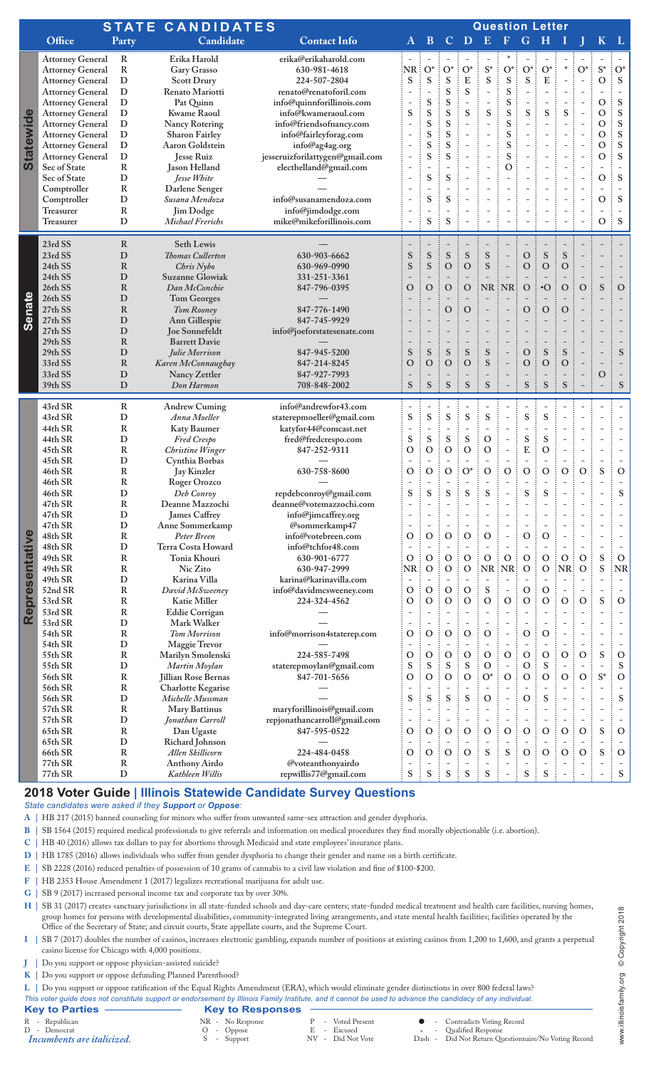# STATE CANDIDATES

| | Office | Party | Candidate | Contact Info | A | B | C | D | E | F | G | H | I | J | K | L |
|---|---|---|---|---|---|---|---|---|---|---|---|---|---|---|---|---|
| **Statewide** | Attorney General | R | Erika Harold | erika@erikaharold.com | - | - | - | - | - | * | - | - | - | - | - | - |
| | Attorney General | R | Gary Grasso | 630-981-4618 | NR | O* | O* | O* | S* | O* | O* | O* | * | O* | S* | O* |
| | Attorney General | D | Scott Drury | 224-507-2804 | S | S | S | E | S | S | S | E | - | - | O | S |
| | Attorney General | D | Renato Mariotti | renato@renatoforil.com | - | - | S | S | - | S | - | - | - | - | - | - |
| | Attorney General | D | Pat Quinn | info@quinnforillinois.com | - | S | S | - | - | S | - | - | - | - | O | S |
| | Attorney General | D | Kwame Raoul | info@kwameraoul.com | S | S | S | S | S | S | S | S | S | - | O | S |
| | Attorney General | D | Nancy Rotering | info@friendsofnancy.com | - | S | S | - | - | S | - | - | - | - | O | S |
| | Attorney General | D | Sharon Fairley | info@fairleyforag.com | - | S | S | - | - | S | - | - | - | - | O | S |
| | Attorney General | D | Aaron Goldstein | info@ag4ag.org | - | S | S | - | - | S | - | - | - | - | O | S |
| | Attorney General | D | Jesse Ruiz | jesseruizforilattygen@gmail.com | - | S | S | - | - | S | - | - | - | - | O | S |
| | Sec of State | R | Jason Helland | electhelland@gmail.com | - | - | - | - | - | O | - | - | - | - | - | - |
| | Sec of State | D | *Jesse White* | — | - | S | S | - | - | - | - | - | - | - | O | S |
| | Comptroller | R | Darlene Senger | — | - | - | - | - | - | - | - | - | - | - | - | - |
| | Comptroller | D | *Susana Mendoza* | info@susanamendoza.com | - | S | S | - | - | - | - | - | - | - | O | S |
| | Treasurer | R | Jim Dodge | info@jimdodge.com | - | - | - | - | - | - | - | - | - | - | - | - |
| | Treasurer | D | *Michael Frerichs* | mike@mikeforillinois.com | - | S | S | - | - | - | - | - | - | - | O | S |
| **Senate** | 23rd SS | R | Seth Lewis | — | - | - | - | - | - | - | - | - | - | - | - | - |
| | 23rd SS | D | *Thomas Cullerton* | 630-903-6662 | S | S | S | S | S | - | O | S | S | - | - | - |
| | 24th SS | R | *Chris Nybo* | 630-969-0990 | S | S | O | O | S | - | O | O | O | - | - | - |
| | 24th SS | D | Suzanne Glowiak | 331-251-3361 | - | - | - | - | - | - | - | - | - | - | - | - |
| | 26th SS | R | *Dan McConchie* | 847-796-0395 | O | O | O | O | NR | NR | O | •O | O | O | S | O |
| | 26th SS | D | Tom Georges | — | - | - | - | - | - | - | - | - | - | - | - | - |
| | 27th SS | R | *Tom Rooney* | 847-776-1490 | - | - | O | O | - | - | O | O | O | - | - | - |
| | 27th SS | D | Ann Gillespie | 847-745-9929 | - | - | - | - | - | - | - | - | - | - | - | - |
| | 27th SS | D | Joe Sonnefeldt | info@joeforstatesenate.com | - | - | - | - | - | - | - | - | - | - | - | - |
| | 29th SS | R | Barrett Davie | — | - | - | - | - | - | - | - | - | - | - | - | - |
| | 29th SS | D | *Julie Morrison* | 847-945-5200 | S | S | S | S | S | - | O | S | S | - | - | S |
| | 33rd SS | R | *Karen McConnaughay* | 847-214-8245 | O | O | O | O | S | - | O | O | O | - | - | - |
| | 33rd SS | D | Nancy Zettler | 847-927-7993 | - | - | - | - | - | - | - | - | - | - | O | - |
| | 39th SS | D | *Don Harmon* | 708-848-2002 | S | S | S | S | S | - | S | S | S | - | - | S |
| **Representative** | 43rd SR | R | Andrew Cuming | info@andrewfor43.com | - | - | - | - | - | - | - | - | - | - | - | - |
| | 43rd SR | D | *Anna Moeller* | staterepmoeller@gmail.com | S | S | S | S | S | - | S | S | - | - | - | - |
| | 44th SR | R | Katy Baumer | katyfor44@comcast.net | - | - | - | - | - | - | - | - | - | - | - | - |
| | 44th SR | D | *Fred Crespo* | fred@fredcrespo.com | S | S | S | S | O | - | S | S | - | - | - | - |
| | 45th SR | R | *Christine Winger* | 847-252-9311 | O | O | O | O | O | - | E | O | - | - | - | - |
| | 45th SR | D | Cynthia Borbas | — | - | - | - | - | - | - | - | - | - | - | - | - |
| | 46th SR | R | Jay Kinzler | 630-758-8600 | O | O | O | O* | O | O | O | O | O | O | S | O |
| | 46th SR | R | Roger Orozco | — | - | - | - | - | - | - | - | - | - | - | - | - |
| | 46th SR | D | *Deb Conroy* | repdebconroy@gmail.com | S | S | S | S | S | - | S | S | - | - | - | S |
| | 47th SR | R | Deanne Mazzochi | deanne@votemazzochi.com | - | - | - | - | - | - | - | - | - | - | - | - |
| | 47th SR | D | James Caffrey | info@jimcaffrey.org | - | - | - | - | - | - | - | - | - | - | - | - |
| | 47th SR | D | Anne Sommerkamp | @sommerkamp47 | - | - | - | - | - | - | - | - | - | - | - | - |
| | 48th SR | R | *Peter Breen* | info@votebreen.com | O | O | O | O | O | - | O | O | - | - | - | - |
| | 48th SR | D | Terra Costa Howard | info@tchfor48.com | - | - | - | - | - | - | - | - | - | - | - | - |
| | 49th SR | R | Tonia Khouri | 630-901-6777 | O | O | O | O | O | O | O | O | O | O | S | O |
| | 49th SR | R | Nic Zito | 630-947-2999 | NR | O | O | O | NR | NR | O | O | NR | O | S | NR |
| | 49th SR | D | Karina Villa | karina@karinavilla.com | - | - | - | - | - | - | - | - | - | - | - | - |
| | 52nd SR | R | *David McSweeney* | info@davidmcsweeney.com | O | O | O | O | S | - | O | O | - | - | - | - |
| | 53rd SR | R | Katie Miller | 224-324-4562 | O | O | O | O | O | O | O | O | O | O | S | O |
| | 53rd SR | R | Eddie Corrigan | — | - | - | - | - | - | - | - | - | - | - | - | - |
| | 53rd SR | D | Mark Walker | — | - | - | - | - | - | - | - | - | - | - | - | - |
| | 54th SR | R | *Tom Morrison* | info@morrison4staterep.com | O | O | O | O | O | - | O | O | - | - | - | - |
| | 54th SR | D | Maggie Trevor | — | - | - | - | - | - | - | - | - | - | - | - | - |
| | 55th SR | R | Marilyn Smolenski | 224-585-7498 | O | O | O | O | O | O | O | O | O | O | S | O |
| | 55th SR | D | *Martin Moylan* | staterepmoylan@gmail.com | S | S | S | S | O | - | O | S | - | - | - | S |
| | 56th SR | R | Jillian Rose Bernas | 847-701-5656 | O | O | O | O | O* | O | O | O | O | O | S* | O |
| | 56th SR | R | Charlotte Kegarise | — | - | - | - | - | - | - | - | - | - | - | - | - |
| | 56th SR | D | *Michelle Mussman* | — | S | S | S | S | O | - | O | S | - | - | - | S |
| | 57th SR | R | Mary Battinus | maryforillinois@gmail.com | - | - | - | - | - | - | - | - | - | - | - | - |
| | 57th SR | D | *Jonathan Carroll* | repjonathancarroll@gmail.com | - | - | - | - | - | - | - | - | - | - | - | - |
| | 65th SR | R | Dan Ugaste | 847-595-0522 | O | O | O | O | O | O | O | O | O | O | S | O |
| | 65th SR | D | Richard Johnson | — | - | - | - | - | - | - | - | - | - | - | - | - |
| | 66th SR | R | *Allen Skillicorn* | 224-484-0458 | O | O | O | O | S | S | O | O | O | O | S | O |
| | 77th SR | R | Anthony Airdo | @voteanthonyairdo | - | - | - | - | - | - | - | - | - | - | - | - |
| | 77th SR | D | *Kathleen Willis* | repwillis77@gmail.com | S | S | S | S | S | - | S | S | - | - | - | S |

## 2018 Voter Guide | Illinois Statewide Candidate Survey Questions

*State candidates were asked if they **Support** or **Oppose**:*

**A** | HB 217 (2015) banned counseling for minors who suffer from unwanted same-sex attraction and gender dysphoria.

**B** | SB 1564 (2015) required medical professionals to give referrals and information on medical procedures they find morally objectionable (i.e. abortion).

**C** | HB 40 (2016) allows tax dollars to pay for abortions through Medicaid and state employees' insurance plans.

**D** | HB 1785 (2016) allows individuals who suffer from gender dysphoria to change their gender and name on a birth certificate.

**E** | SB 2228 (2016) reduced penalties of possession of 10 grams of cannabis to a civil law violation and fine of $100-$200.

**F** | HB 2353 House Amendment 1 (2017) legalizes recreational marijuana for adult use.

**G** | SB 9 (2017) increased personal income tax and corporate tax by over 30%.

**H** | SB 31 (2017) creates sanctuary jurisdictions in all state-funded schools and day-care centers; state-funded medical treatment and health care facilities, nursing homes, group homes for persons with developmental disabilities, community-integrated living arrangements, and state mental health facilities; facilities operated by the Office of the Secretary of State; and circuit courts, State appellate courts, and the Supreme Court.

**I** | SB 7 (2017) doubles the number of casinos, increases electronic gambling, expands number of positions at existing casinos from 1,200 to 1,600, and grants a perpetual casino license for Chicago with 4,000 positions.

**J** | Do you support or oppose physician-assisted suicide?

**K** | Do you support or oppose defunding Planned Parenthood?

**L** | Do you support or oppose ratification of the Equal Rights Amendment (ERA), which would eliminate gender distinctions in over 800 federal laws?

*This voter guide does not constitute support or endorsement by Illinois Family Institute, and it cannot be used to advance the candidacy of any individual.*

**Key to Parties**

- R - Republican
- D - Democrat
- *Incumbents are italicized.*

**Key to Responses**

- NR - No Response
- O - Oppose
- S - Support
- P - Voted Present
- E - Excused
- NV - Did Not Vote
- ● - Contradicts Voting Record
- * - Qualified Response
- Dash - Did Not Return Questionnaire/No Voting Record

www.illinoisfamily.org © Copyright 2018